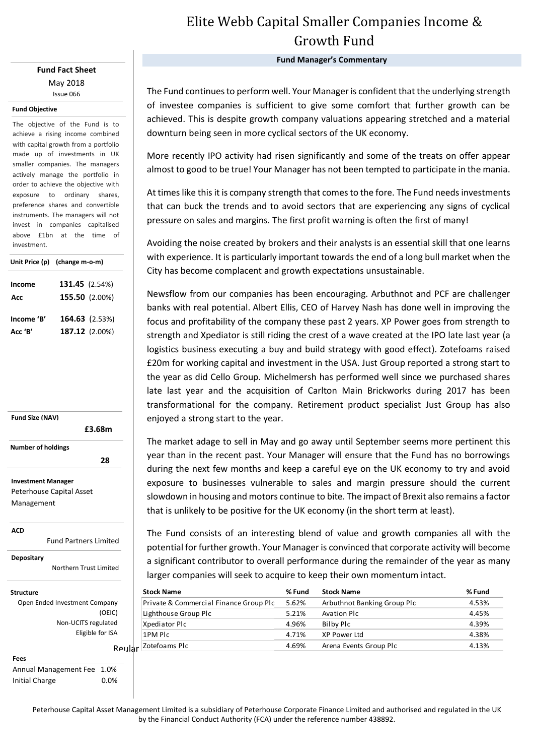# Elite Webb Capital Smaller Companies Income & Growth Fund

**Fund Fact Sheet**

May 2018

Issue 066

**Fund Objective**

The objective of the Fund is to achieve a rising income combined with capital growth from a portfolio made up of investments in UK smaller companies. The managers actively manage the portfolio in order to achieve the objective with exposure to ordinary shares, preference shares and convertible instruments. The managers will not invest in companies capitalised above £1bn at the time of investment.

**Unit Price (p) (change m-o-m)**

| | | |
|---|---|---|
| **Income** | **131.45** | (2.54%) |
| **Acc** | **155.50** | (2.00%) |
| **Income 'B'** | **164.63** | (2.53%) |
| **Acc 'B'** | **187.12** | (2.00%) |

**Fund Size (NAV)**

**£3.68m**

**Number of holdings**

**28**

**Investment Manager**

Peterhouse Capital Asset Management

**ACD**

Fund Partners Limited

**Depositary**

Northern Trust Limited

**Structure**

Open Ended Investment Company (OEIC)

Non-UCITS regulated

Eligible for ISA

Reular

**Fees**

| | |
|---|---|
| Annual Management Fee | 1.0% |
| Initial Charge | 0.0% |

## Fund Manager's Commentary

The Fund continues to perform well. Your Manager is confident that the underlying strength of investee companies is sufficient to give some comfort that further growth can be achieved. This is despite growth company valuations appearing stretched and a material downturn being seen in more cyclical sectors of the UK economy.

More recently IPO activity had risen significantly and some of the treats on offer appear almost to good to be true! Your Manager has not been tempted to participate in the mania.

At times like this it is company strength that comes to the fore. The Fund needs investments that can buck the trends and to avoid sectors that are experiencing any signs of cyclical pressure on sales and margins. The first profit warning is often the first of many!

Avoiding the noise created by brokers and their analysts is an essential skill that one learns with experience. It is particularly important towards the end of a long bull market when the City has become complacent and growth expectations unsustainable.

Newsflow from our companies has been encouraging. Arbuthnot and PCF are challenger banks with real potential. Albert Ellis, CEO of Harvey Nash has done well in improving the focus and profitability of the company these past 2 years. XP Power goes from strength to strength and Xpediator is still riding the crest of a wave created at the IPO late last year (a logistics business executing a buy and build strategy with good effect). Zotefoams raised £20m for working capital and investment in the USA. Just Group reported a strong start to the year as did Cello Group. Michelmersh has performed well since we purchased shares late last year and the acquisition of Carlton Main Brickworks during 2017 has been transformational for the company. Retirement product specialist Just Group has also enjoyed a strong start to the year.

The market adage to sell in May and go away until September seems more pertinent this year than in the recent past. Your Manager will ensure that the Fund has no borrowings during the next few months and keep a careful eye on the UK economy to try and avoid exposure to businesses vulnerable to sales and margin pressure should the current slowdown in housing and motors continue to bite. The impact of Brexit also remains a factor that is unlikely to be positive for the UK economy (in the short term at least).

The Fund consists of an interesting blend of value and growth companies all with the potential for further growth. Your Manager is convinced that corporate activity will become a significant contributor to overall performance during the remainder of the year as many larger companies will seek to acquire to keep their own momentum intact.

| Stock Name | % Fund | Stock Name | % Fund |
|---|---|---|---|
| Private & Commercial Finance Group Plc | 5.62% | Arbuthnot Banking Group Plc | 4.53% |
| Lighthouse Group Plc | 5.21% | Avation Plc | 4.45% |
| Xpediator Plc | 4.96% | Bilby Plc | 4.39% |
| 1PM Plc | 4.71% | XP Power Ltd | 4.38% |
| Zotefoams Plc | 4.69% | Arena Events Group Plc | 4.13% |

Peterhouse Capital Asset Management Limited is a subsidiary of Peterhouse Corporate Finance Limited and authorised and regulated in the UK by the Financial Conduct Authority (FCA) under the reference number 438892.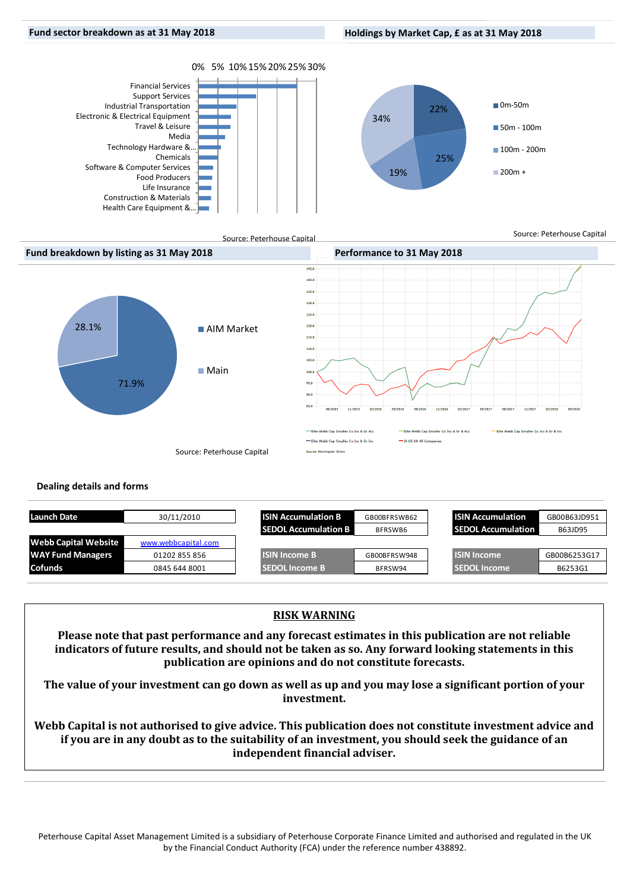## Fund sector breakdown as at 31 May 2018

0% 5% 10% 15% 20% 25% 30%

Financial Services
Support Services
Industrial Transportation
Electronic & Electrical Equipment
Travel & Leisure
Media
Technology Hardware &...
Chemicals
Software & Computer Services
Food Producers
Life Insurance
Construction & Materials
Health Care Equipment &...

Source: Peterhouse Capital

## Holdings by Market Cap, £ as at 31 May 2018

22%
25%
19%
34%

0m-50m
50m - 100m
100m - 200m
200m +

Source: Peterhouse Capital

## Fund breakdown by listing as 31 May 2018

28.1%
71.9%

AIM Market
Main

Source: Peterhouse Capital

## Performance to 31 May 2018

145.0
140.0
135.0
130.0
125.0
120.0
115.0
110.0
105.0
100.0
95.0
90.0
85.0

08/2015 11/2015 02/2016 05/2016 08/2016 11/2016 02/2017 05/2017 08/2017 11/2017 02/2018 05/2018

Elite Webb Cap Smaller Co Inc & Gr Acc
Elite Webb Cap Smaller Co Inc & Gr B Acc
Elite Webb Cap Smaller Co Inc & Gr B Inc
Elite Webb Cap Smaller Co Inc & Gr Inc
IA OE UK All Companies

Source: Morningstar Direct

### Dealing details and forms

| | |
|---|---|
| **Launch Date** | 30/11/2010 |
| **Webb Capital Website** | www.webbcapital.com |
| **WAY Fund Managers** | 01202 855 856 |
| **Cofunds** | 0845 644 8001 |

| | |
|---|---|
| **ISIN Accumulation B** | GB00BFRSWB62 |
| **SEDOL Accumulation B** | BFRSWB6 |
| **ISIN Income B** | GB00BFRSW948 |
| **SEDOL Income B** | BFRSW94 |

| | |
|---|---|
| **ISIN Accumulation** | GB00B63JD951 |
| **SEDOL Accumulation** | B63JD95 |
| **ISIN Income** | GB00B6253G17 |
| **SEDOL Income** | B6253G1 |

**RISK WARNING**

**Please note that past performance and any forecast estimates in this publication are not reliable indicators of future results, and should not be taken as so. Any forward looking statements in this publication are opinions and do not constitute forecasts.**

**The value of your investment can go down as well as up and you may lose a significant portion of your investment.**

**Webb Capital is not authorised to give advice. This publication does not constitute investment advice and if you are in any doubt as to the suitability of an investment, you should seek the guidance of an independent financial adviser.**

Peterhouse Capital Asset Management Limited is a subsidiary of Peterhouse Corporate Finance Limited and authorised and regulated in the UK by the Financial Conduct Authority (FCA) under the reference number 438892.